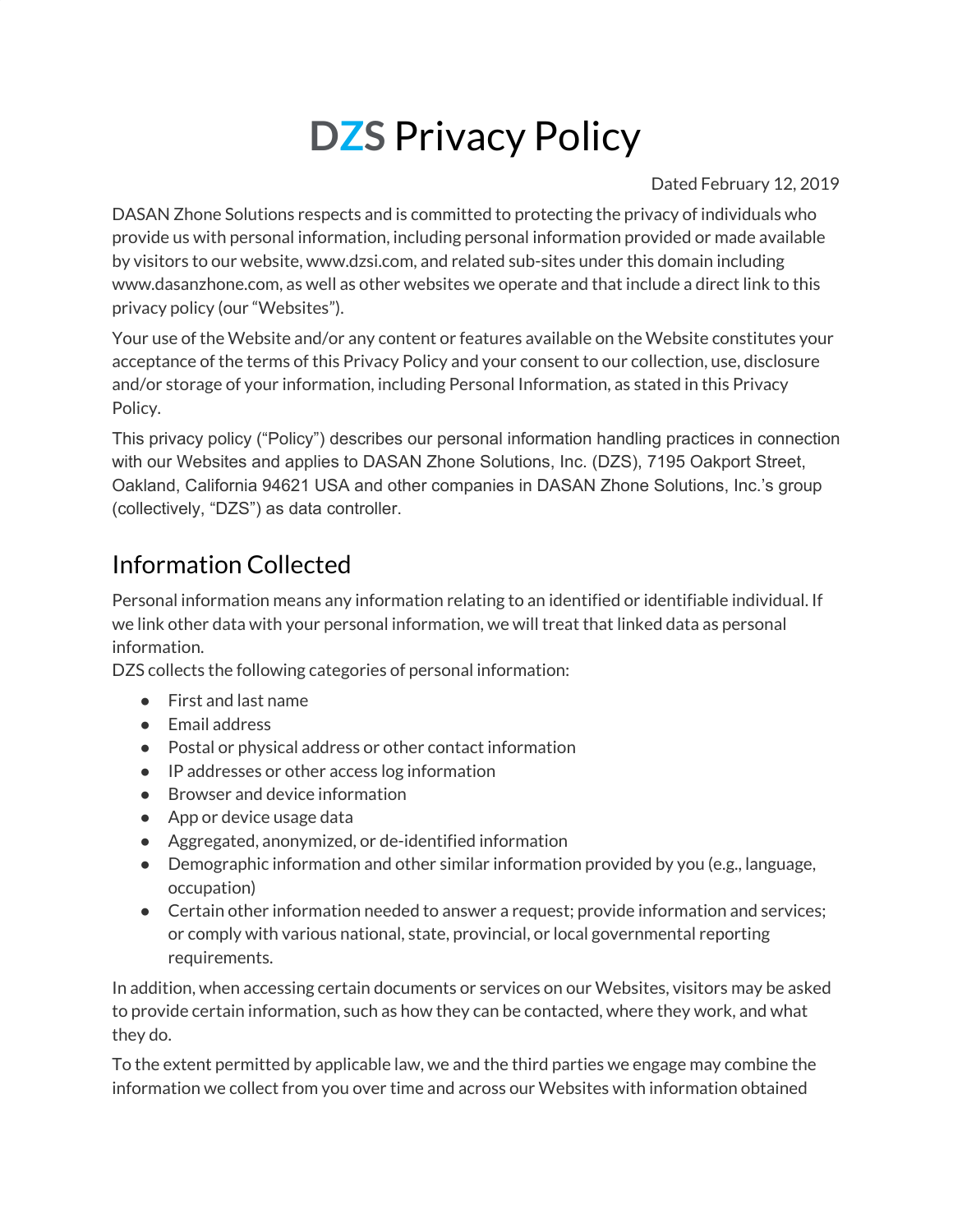# DZS Privacy Policy

Dated February 12, 2019

DASAN Zhone Solutions respects and is committed to protecting the privacy of individuals who provide us with personal information, including personal information provided or made available by visitors to our website, www.dzsi.com, and related sub-sites under this domain including www.dasanzhone.com, as well as other websites we operate and that include a direct link to this privacy policy (our "Websites").

Your use of the Website and/or any content or features available on the Website constitutes your acceptance of the terms of this Privacy Policy and your consent to our collection, use, disclosure and/or storage of your information, including Personal Information, as stated in this Privacy Policy.

This privacy policy ("Policy") describes our personal information handling practices in connection with our Websites and applies to DASAN Zhone Solutions, Inc. (DZS), 7195 Oakport Street, Oakland, California 94621 USA and other companies in DASAN Zhone Solutions, Inc.'s group (collectively, "DZS") as data controller.

## Information Collected

Personal information means any information relating to an identified or identifiable individual. If we link other data with your personal information, we will treat that linked data as personal information.

DZS collects the following categories of personal information:

- First and last name
- Email address
- Postal or physical address or other contact information
- IP addresses or other access log information
- Browser and device information
- App or device usage data
- Aggregated, anonymized, or de-identified information
- Demographic information and other similar information provided by you (e.g., language, occupation)
- Certain other information needed to answer a request; provide information and services; or comply with various national, state, provincial, or local governmental reporting requirements.

In addition, when accessing certain documents or services on our Websites, visitors may be asked to provide certain information, such as how they can be contacted, where they work, and what they do.

To the extent permitted by applicable law, we and the third parties we engage may combine the information we collect from you over time and across our Websites with information obtained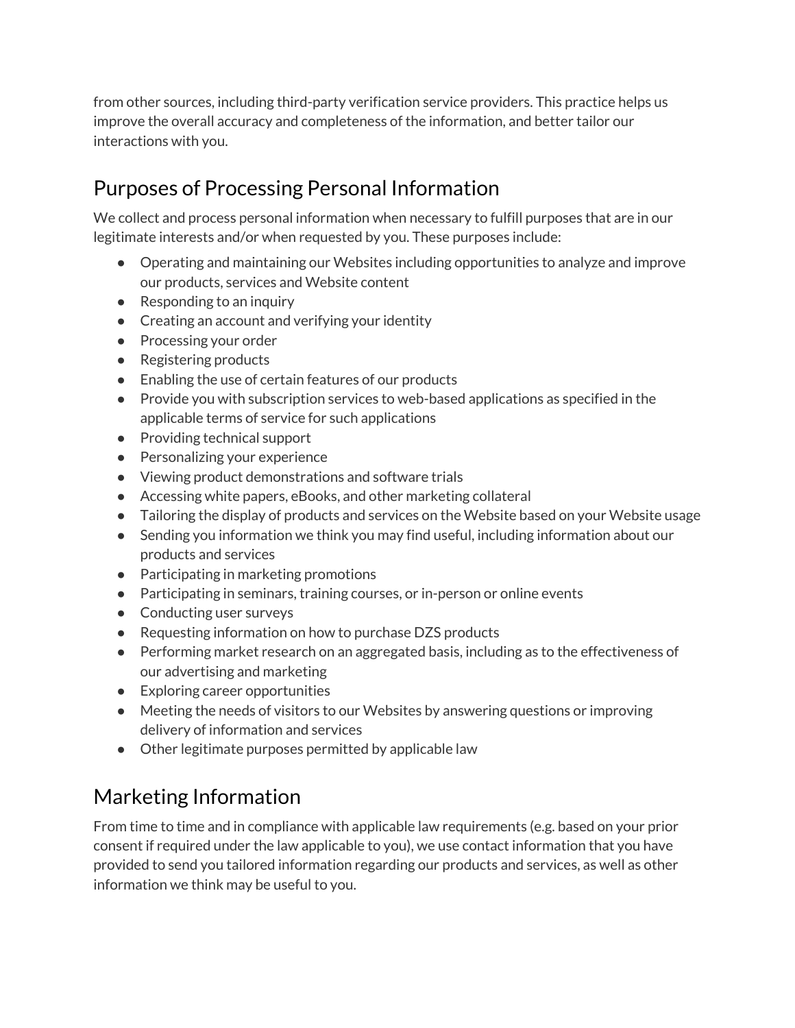from other sources, including third-party verification service providers. This practice helps us improve the overall accuracy and completeness of the information, and better tailor our interactions with you.

## Purposes of Processing Personal Information

We collect and process personal information when necessary to fulfill purposes that are in our legitimate interests and/or when requested by you. These purposes include:

- Operating and maintaining our Websites including opportunities to analyze and improve our products, services and Website content
- Responding to an inquiry
- Creating an account and verifying your identity
- Processing your order
- Registering products
- Enabling the use of certain features of our products
- Provide you with subscription services to web-based applications as specified in the applicable terms of service for such applications
- Providing technical support
- Personalizing your experience
- Viewing product demonstrations and software trials
- Accessing white papers, eBooks, and other marketing collateral
- Tailoring the display of products and services on the Website based on your Website usage
- Sending you information we think you may find useful, including information about our products and services
- Participating in marketing promotions
- Participating in seminars, training courses, or in-person or online events
- Conducting user surveys
- Requesting information on how to purchase DZS products
- Performing market research on an aggregated basis, including as to the effectiveness of our advertising and marketing
- Exploring career opportunities
- Meeting the needs of visitors to our Websites by answering questions or improving delivery of information and services
- Other legitimate purposes permitted by applicable law

## Marketing Information

From time to time and in compliance with applicable law requirements (e.g. based on your prior consent if required under the law applicable to you), we use contact information that you have provided to send you tailored information regarding our products and services, as well as other information we think may be useful to you.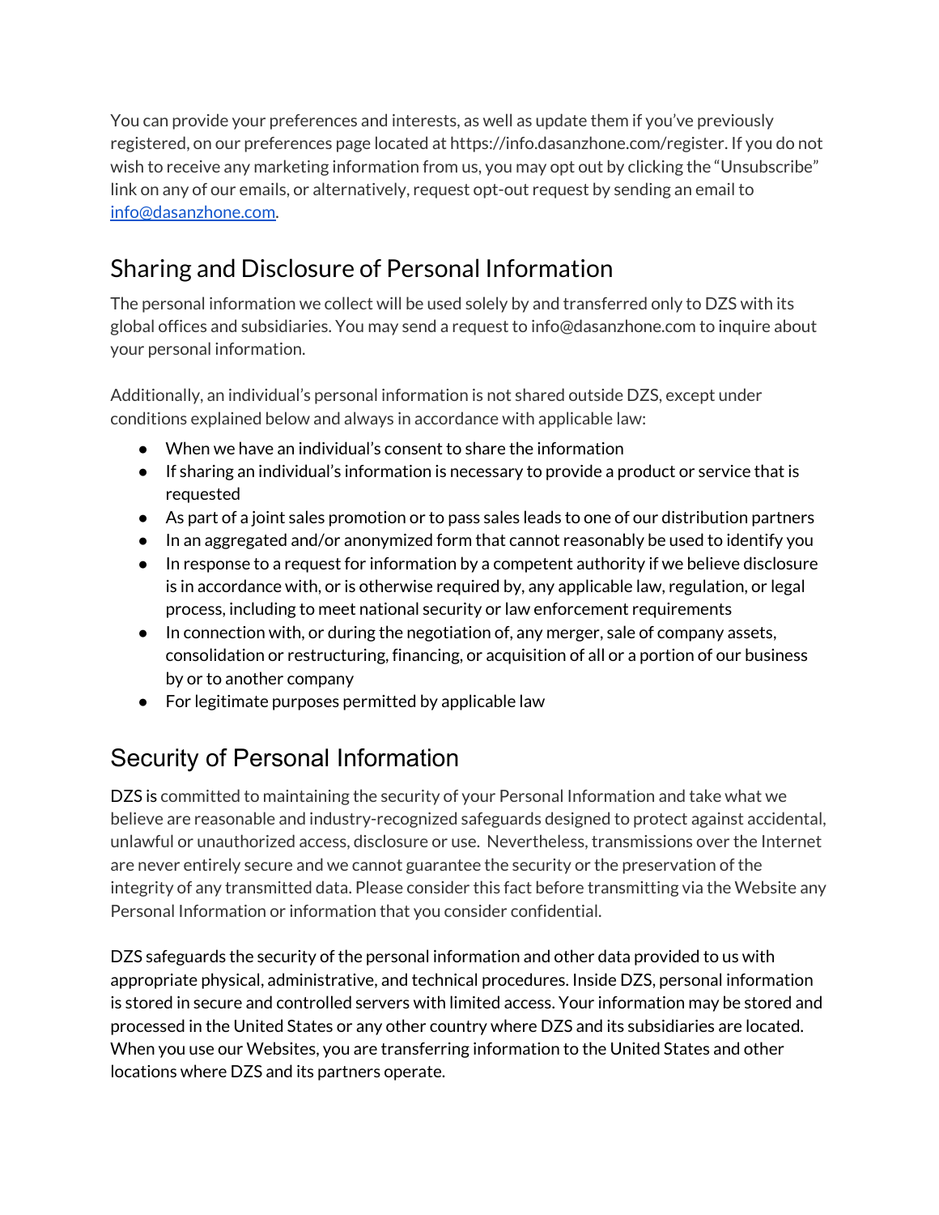You can provide your preferences and interests, as well as update them if you've previously registered, on our preferences page located at https://info.dasanzhone.com/register. If you do not wish to receive any marketing information from us, you may opt out by clicking the "Unsubscribe" link on any of our emails, or alternatively, request opt-out request by sending an email to info@dasanzhone.com.

## Sharing and Disclosure of Personal Information

The personal information we collect will be used solely by and transferred only to DZS with its global offices and subsidiaries. You may send a request to info@dasanzhone.com to inquire about your personal information.

Additionally, an individual's personal information is not shared outside DZS, except under conditions explained below and always in accordance with applicable law:

- When we have an individual's consent to share the information
- If sharing an individual's information is necessary to provide a product or service that is requested
- As part of a joint sales promotion or to pass sales leads to one of our distribution partners
- In an aggregated and/or anonymized form that cannot reasonably be used to identify you
- In response to a request for information by a competent authority if we believe disclosure is in accordance with, or is otherwise required by, any applicable law, regulation, or legal process, including to meet national security or law enforcement requirements
- In connection with, or during the negotiation of, any merger, sale of company assets, consolidation or restructuring, financing, or acquisition of all or a portion of our business by or to another company
- For legitimate purposes permitted by applicable law

## Security of Personal Information

DZS is committed to maintaining the security of your Personal Information and take what we believe are reasonable and industry-recognized safeguards designed to protect against accidental, unlawful or unauthorized access, disclosure or use. Nevertheless, transmissions over the Internet are never entirely secure and we cannot guarantee the security or the preservation of the integrity of any transmitted data. Please consider this fact before transmitting via the Website any Personal Information or information that you consider confidential.

DZS safeguards the security of the personal information and other data provided to us with appropriate physical, administrative, and technical procedures. Inside DZS, personal information is stored in secure and controlled servers with limited access. Your information may be stored and processed in the United States or any other country where DZS and its subsidiaries are located. When you use our Websites, you are transferring information to the United States and other locations where DZS and its partners operate.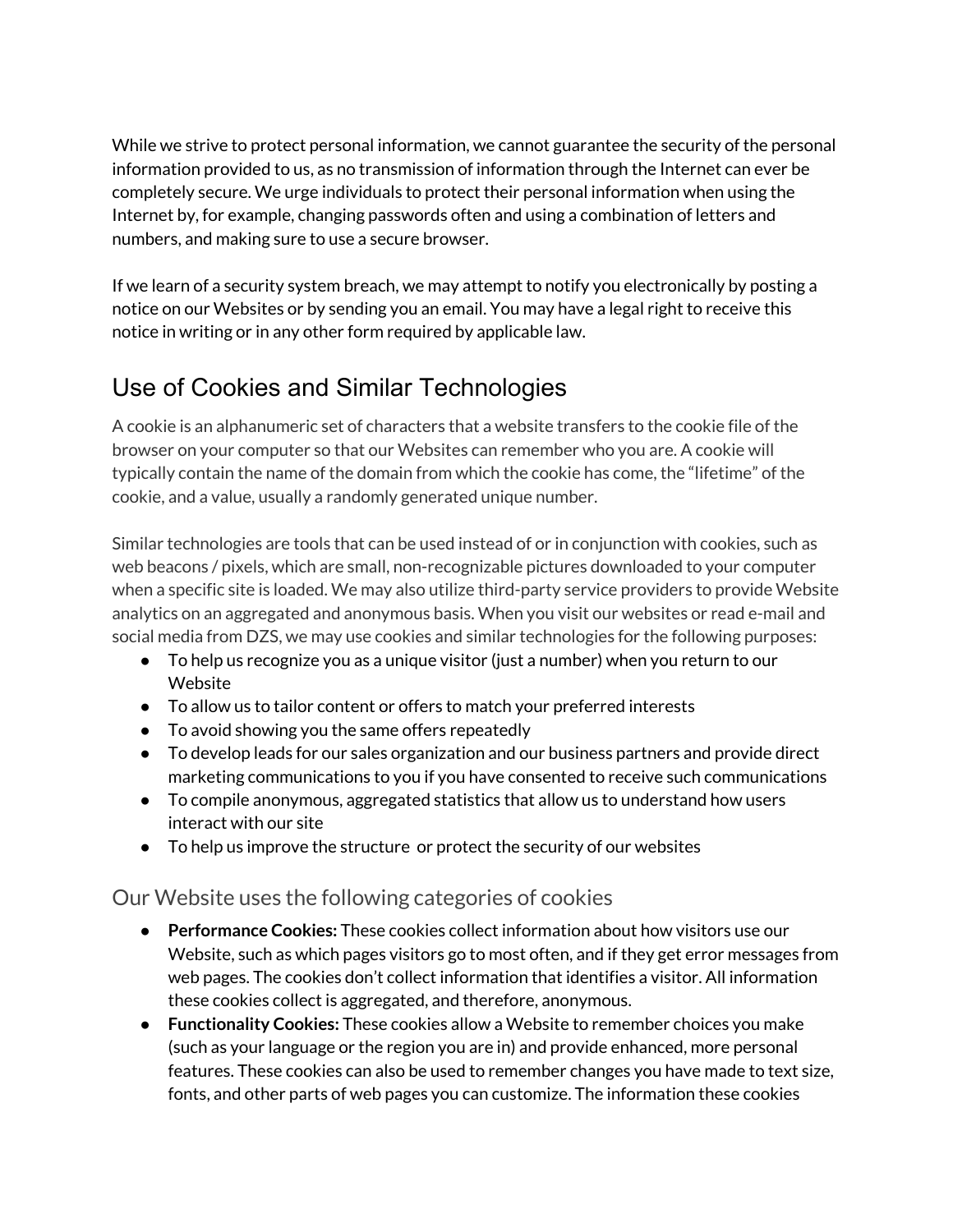While we strive to protect personal information, we cannot guarantee the security of the personal information provided to us, as no transmission of information through the Internet can ever be completely secure. We urge individuals to protect their personal information when using the Internet by, for example, changing passwords often and using a combination of letters and numbers, and making sure to use a secure browser.

If we learn of a security system breach, we may attempt to notify you electronically by posting a notice on our Websites or by sending you an email. You may have a legal right to receive this notice in writing or in any other form required by applicable law.

## Use of Cookies and Similar Technologies

A cookie is an alphanumeric set of characters that a website transfers to the cookie file of the browser on your computer so that our Websites can remember who you are. A cookie will typically contain the name of the domain from which the cookie has come, the "lifetime" of the cookie, and a value, usually a randomly generated unique number.

Similar technologies are tools that can be used instead of or in conjunction with cookies, such as web beacons / pixels, which are small, non-recognizable pictures downloaded to your computer when a specific site is loaded. We may also utilize third-party service providers to provide Website analytics on an aggregated and anonymous basis. When you visit our websites or read e-mail and social media from DZS, we may use cookies and similar technologies for the following purposes:

- To help us recognize you as a unique visitor (just a number) when you return to our Website
- To allow us to tailor content or offers to match your preferred interests
- To avoid showing you the same offers repeatedly
- To develop leads for our sales organization and our business partners and provide direct marketing communications to you if you have consented to receive such communications
- To compile anonymous, aggregated statistics that allow us to understand how users interact with our site
- To help us improve the structure or protect the security of our websites

### Our Website uses the following categories of cookies

- **Performance Cookies:** These cookies collect information about how visitors use our Website, such as which pages visitors go to most often, and if they get error messages from web pages. The cookies don't collect information that identifies a visitor. All information these cookies collect is aggregated, and therefore, anonymous.
- **Functionality Cookies:** These cookies allow a Website to remember choices you make (such as your language or the region you are in) and provide enhanced, more personal features. These cookies can also be used to remember changes you have made to text size, fonts, and other parts of web pages you can customize. The information these cookies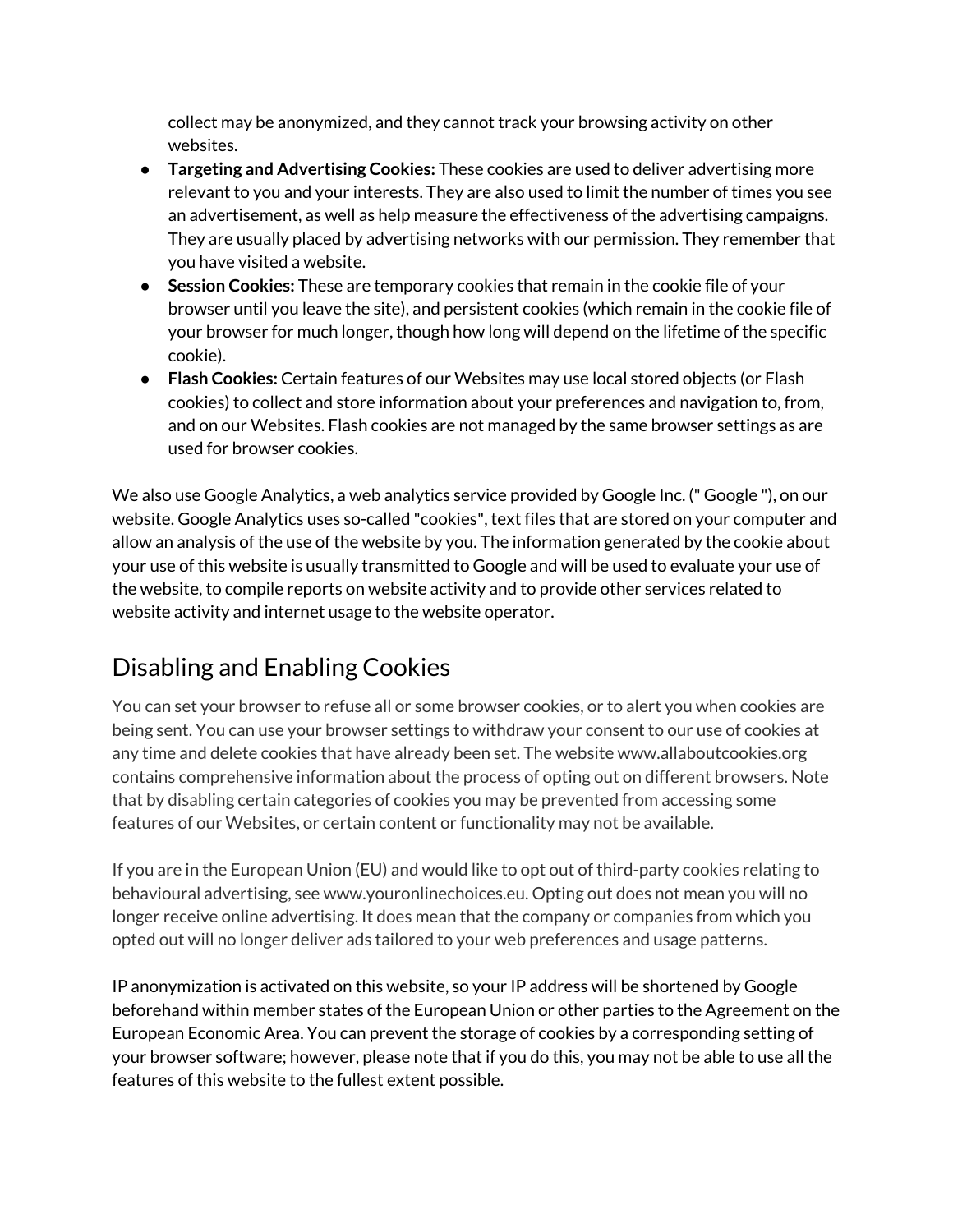collect may be anonymized, and they cannot track your browsing activity on other websites.

- **Targeting and Advertising Cookies:** These cookies are used to deliver advertising more relevant to you and your interests. They are also used to limit the number of times you see an advertisement, as well as help measure the effectiveness of the advertising campaigns. They are usually placed by advertising networks with our permission. They remember that you have visited a website.
- **Session Cookies:** These are temporary cookies that remain in the cookie file of your browser until you leave the site), and persistent cookies (which remain in the cookie file of your browser for much longer, though how long will depend on the lifetime of the specific cookie).
- **Flash Cookies:** Certain features of our Websites may use local stored objects (or Flash cookies) to collect and store information about your preferences and navigation to, from, and on our Websites. Flash cookies are not managed by the same browser settings as are used for browser cookies.

We also use Google Analytics, a web analytics service provided by Google Inc. (" Google "), on our website. Google Analytics uses so-called "cookies", text files that are stored on your computer and allow an analysis of the use of the website by you. The information generated by the cookie about your use of this website is usually transmitted to Google and will be used to evaluate your use of the website, to compile reports on website activity and to provide other services related to website activity and internet usage to the website operator.

## Disabling and Enabling Cookies

You can set your browser to refuse all or some browser cookies, or to alert you when cookies are being sent. You can use your browser settings to withdraw your consent to our use of cookies at any time and delete cookies that have already been set. The website www.allaboutcookies.org contains comprehensive information about the process of opting out on different browsers. Note that by disabling certain categories of cookies you may be prevented from accessing some features of our Websites, or certain content or functionality may not be available.

If you are in the European Union (EU) and would like to opt out of third-party cookies relating to behavioural advertising, see www.youronlinechoices.eu. Opting out does not mean you will no longer receive online advertising. It does mean that the company or companies from which you opted out will no longer deliver ads tailored to your web preferences and usage patterns.

IP anonymization is activated on this website, so your IP address will be shortened by Google beforehand within member states of the European Union or other parties to the Agreement on the European Economic Area. You can prevent the storage of cookies by a corresponding setting of your browser software; however, please note that if you do this, you may not be able to use all the features of this website to the fullest extent possible.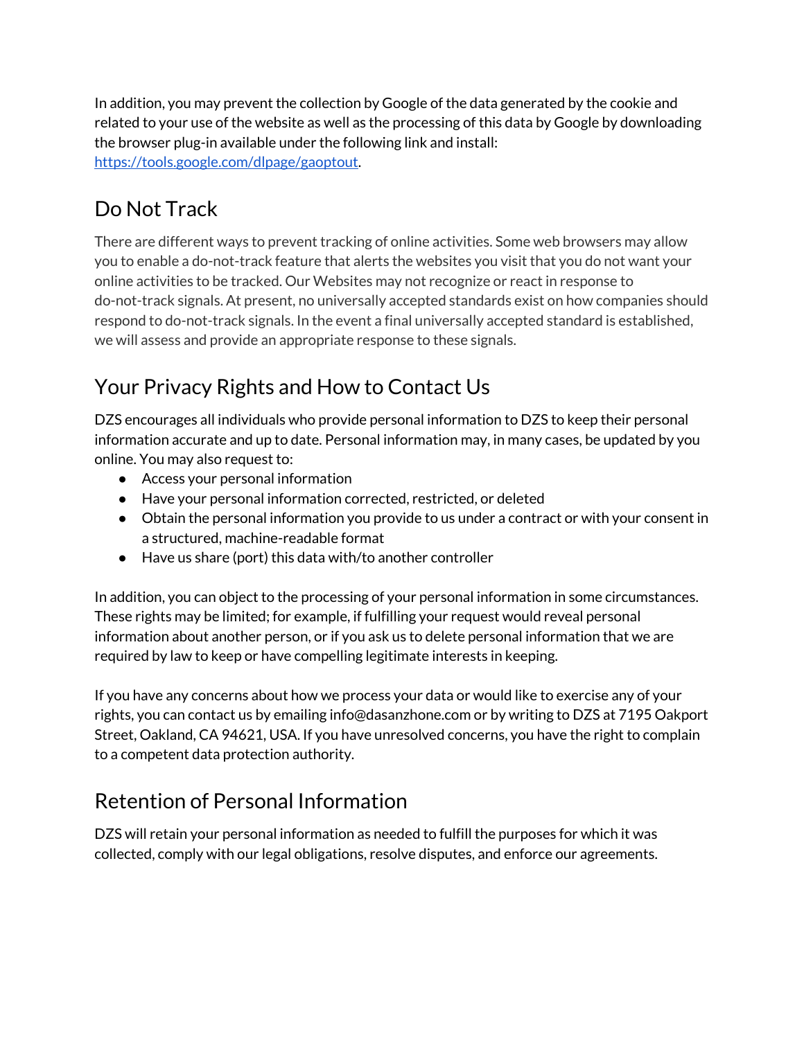In addition, you may prevent the collection by Google of the data generated by the cookie and related to your use of the website as well as the processing of this data by Google by downloading the browser plug-in available under the following link and install: [https://tools.google.com/dlpage/gaoptout](https://tools.google.com/dlpage/gaoptout).

## Do Not Track

There are different ways to prevent tracking of online activities. Some web browsers may allow you to enable a do-not-track feature that alerts the websites you visit that you do not want your online activities to be tracked. Our Websites may not recognize or react in response to do-not-track signals. At present, no universally accepted standards exist on how companies should respond to do-not-track signals. In the event a final universally accepted standard is established, we will assess and provide an appropriate response to these signals.

## Your Privacy Rights and How to Contact Us

DZS encourages all individuals who provide personal information to DZS to keep their personal information accurate and up to date. Personal information may, in many cases, be updated by you online. You may also request to:

- Access your personal information
- Have your personal information corrected, restricted, or deleted
- Obtain the personal information you provide to us under a contract or with your consent in a structured, machine-readable format
- Have us share (port) this data with/to another controller

In addition, you can object to the processing of your personal information in some circumstances. These rights may be limited; for example, if fulfilling your request would reveal personal information about another person, or if you ask us to delete personal information that we are required by law to keep or have compelling legitimate interests in keeping.

If you have any concerns about how we process your data or would like to exercise any of your rights, you can contact us by emailing info@dasanzhone.com or by writing to DZS at 7195 Oakport Street, Oakland, CA 94621, USA. If you have unresolved concerns, you have the right to complain to a competent data protection authority.

## Retention of Personal Information

DZS will retain your personal information as needed to fulfill the purposes for which it was collected, comply with our legal obligations, resolve disputes, and enforce our agreements.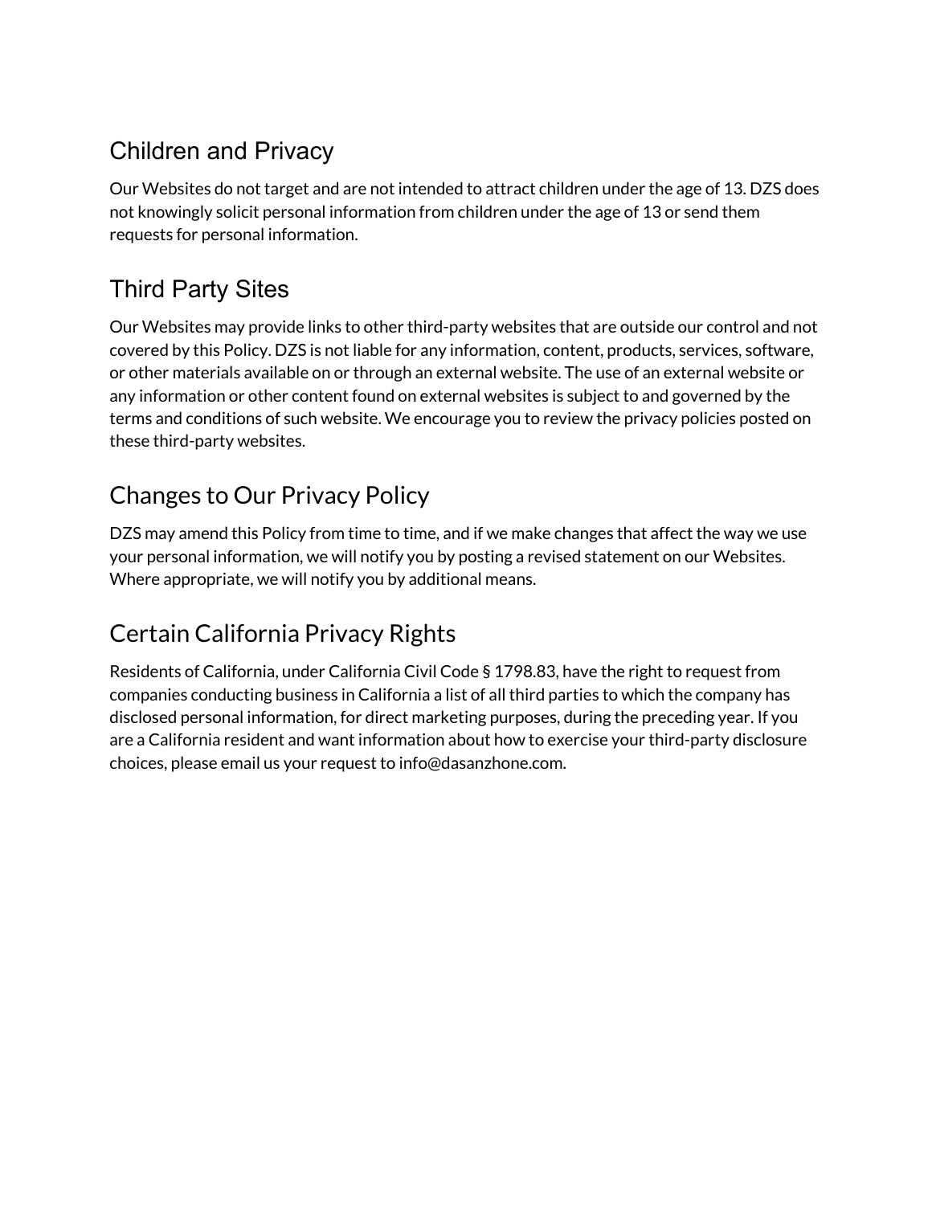## Children and Privacy

Our Websites do not target and are not intended to attract children under the age of 13. DZS does not knowingly solicit personal information from children under the age of 13 or send them requests for personal information.

## Third Party Sites

Our Websites may provide links to other third-party websites that are outside our control and not covered by this Policy. DZS is not liable for any information, content, products, services, software, or other materials available on or through an external website. The use of an external website or any information or other content found on external websites is subject to and governed by the terms and conditions of such website. We encourage you to review the privacy policies posted on these third-party websites.

## Changes to Our Privacy Policy

DZS may amend this Policy from time to time, and if we make changes that affect the way we use your personal information, we will notify you by posting a revised statement on our Websites. Where appropriate, we will notify you by additional means.

## Certain California Privacy Rights

Residents of California, under California Civil Code § 1798.83, have the right to request from companies conducting business in California a list of all third parties to which the company has disclosed personal information, for direct marketing purposes, during the preceding year. If you are a California resident and want information about how to exercise your third-party disclosure choices, please email us your request to info@dasanzhone.com.